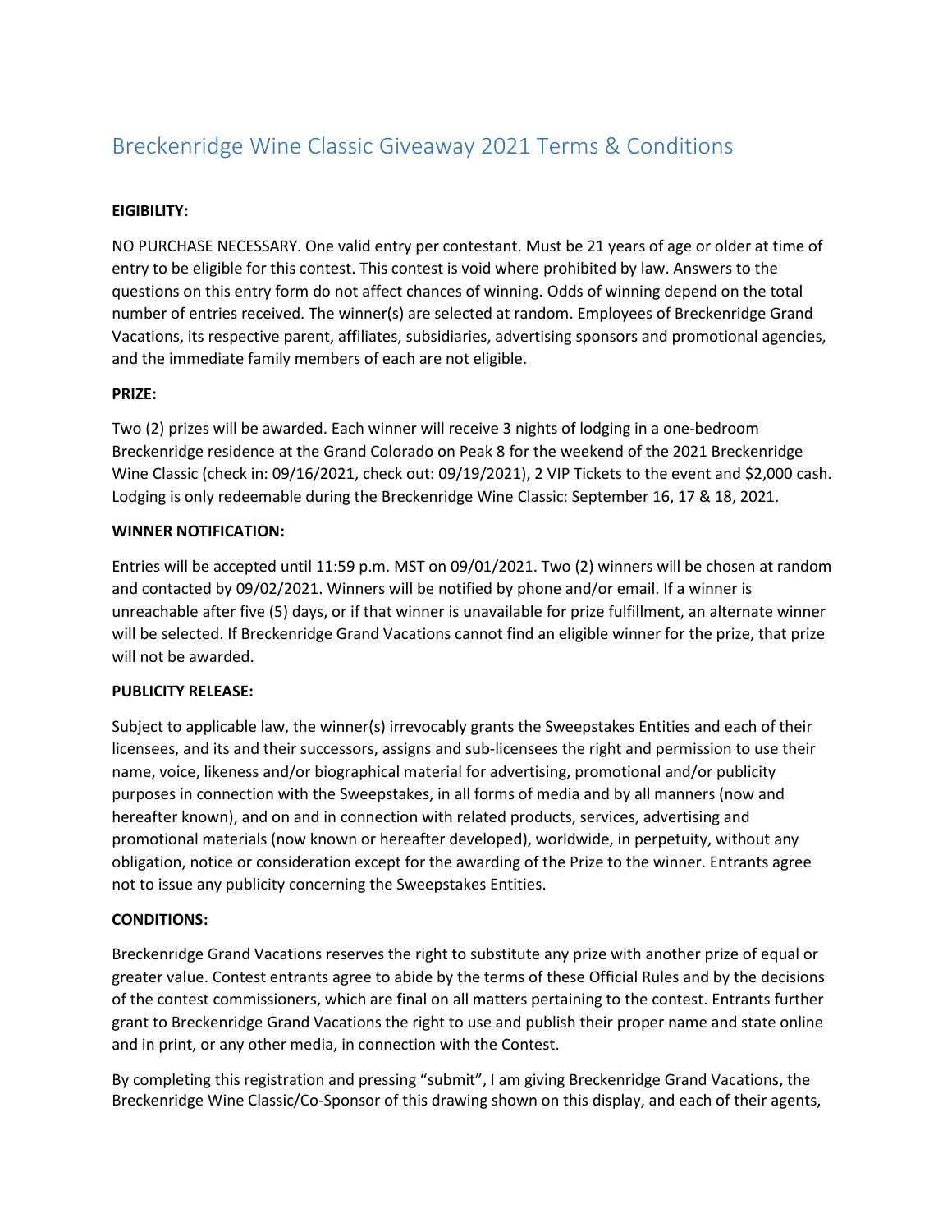# Breckenridge Wine Classic Giveaway 2021 Terms & Conditions

**EIGIBILITY:**

NO PURCHASE NECESSARY. One valid entry per contestant. Must be 21 years of age or older at time of entry to be eligible for this contest. This contest is void where prohibited by law. Answers to the questions on this entry form do not affect chances of winning. Odds of winning depend on the total number of entries received. The winner(s) are selected at random. Employees of Breckenridge Grand Vacations, its respective parent, affiliates, subsidiaries, advertising sponsors and promotional agencies, and the immediate family members of each are not eligible.

**PRIZE:**

Two (2) prizes will be awarded. Each winner will receive 3 nights of lodging in a one-bedroom Breckenridge residence at the Grand Colorado on Peak 8 for the weekend of the 2021 Breckenridge Wine Classic (check in: 09/16/2021, check out: 09/19/2021), 2 VIP Tickets to the event and $2,000 cash. Lodging is only redeemable during the Breckenridge Wine Classic: September 16, 17 & 18, 2021.

**WINNER NOTIFICATION:**

Entries will be accepted until 11:59 p.m. MST on 09/01/2021. Two (2) winners will be chosen at random and contacted by 09/02/2021. Winners will be notified by phone and/or email. If a winner is unreachable after five (5) days, or if that winner is unavailable for prize fulfillment, an alternate winner will be selected. If Breckenridge Grand Vacations cannot find an eligible winner for the prize, that prize will not be awarded.

**PUBLICITY RELEASE:**

Subject to applicable law, the winner(s) irrevocably grants the Sweepstakes Entities and each of their licensees, and its and their successors, assigns and sub-licensees the right and permission to use their name, voice, likeness and/or biographical material for advertising, promotional and/or publicity purposes in connection with the Sweepstakes, in all forms of media and by all manners (now and hereafter known), and on and in connection with related products, services, advertising and promotional materials (now known or hereafter developed), worldwide, in perpetuity, without any obligation, notice or consideration except for the awarding of the Prize to the winner. Entrants agree not to issue any publicity concerning the Sweepstakes Entities.

**CONDITIONS:**

Breckenridge Grand Vacations reserves the right to substitute any prize with another prize of equal or greater value. Contest entrants agree to abide by the terms of these Official Rules and by the decisions of the contest commissioners, which are final on all matters pertaining to the contest. Entrants further grant to Breckenridge Grand Vacations the right to use and publish their proper name and state online and in print, or any other media, in connection with the Contest.

By completing this registration and pressing "submit", I am giving Breckenridge Grand Vacations, the Breckenridge Wine Classic/Co-Sponsor of this drawing shown on this display, and each of their agents,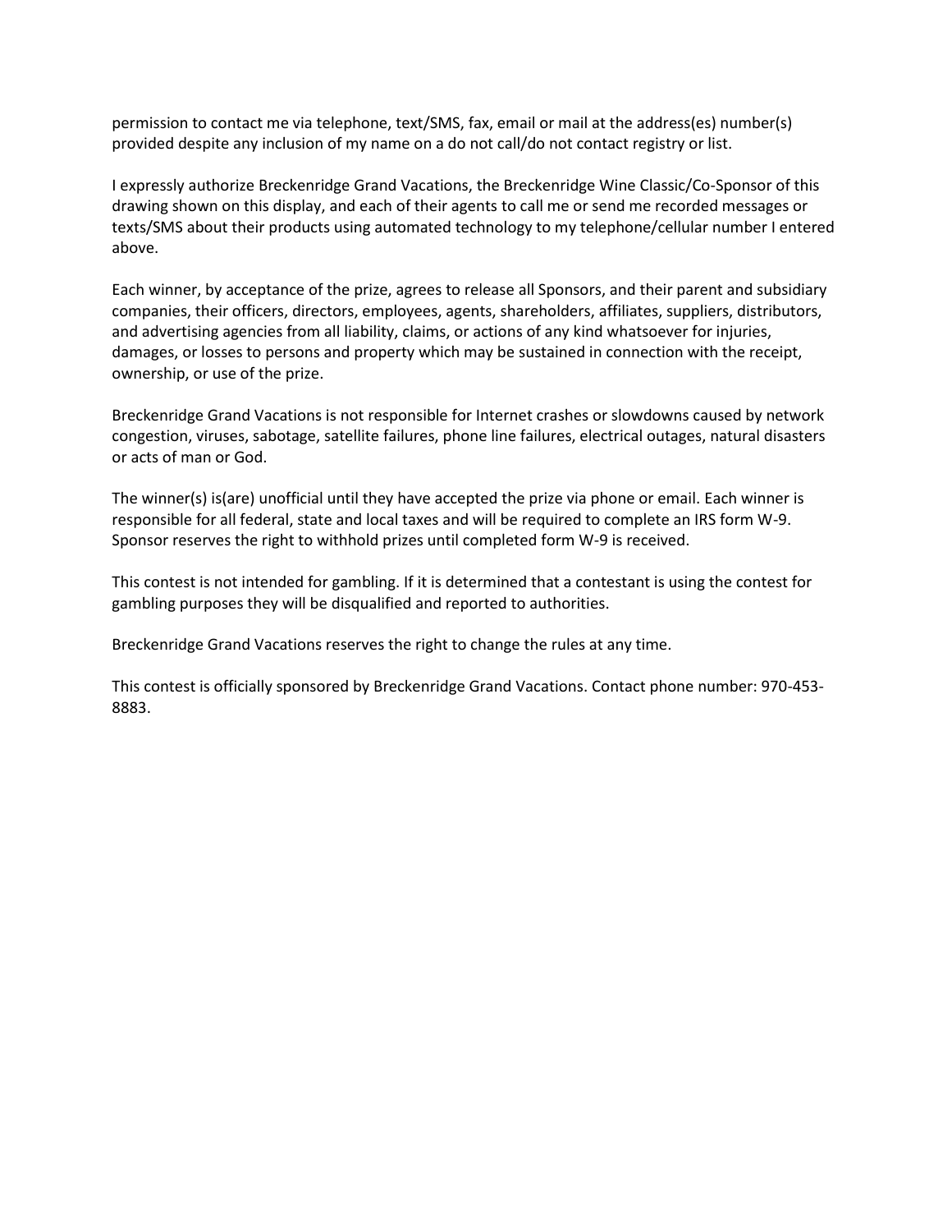permission to contact me via telephone, text/SMS, fax, email or mail at the address(es) number(s) provided despite any inclusion of my name on a do not call/do not contact registry or list.

I expressly authorize Breckenridge Grand Vacations, the Breckenridge Wine Classic/Co-Sponsor of this drawing shown on this display, and each of their agents to call me or send me recorded messages or texts/SMS about their products using automated technology to my telephone/cellular number I entered above.

Each winner, by acceptance of the prize, agrees to release all Sponsors, and their parent and subsidiary companies, their officers, directors, employees, agents, shareholders, affiliates, suppliers, distributors, and advertising agencies from all liability, claims, or actions of any kind whatsoever for injuries, damages, or losses to persons and property which may be sustained in connection with the receipt, ownership, or use of the prize.

Breckenridge Grand Vacations is not responsible for Internet crashes or slowdowns caused by network congestion, viruses, sabotage, satellite failures, phone line failures, electrical outages, natural disasters or acts of man or God.

The winner(s) is(are) unofficial until they have accepted the prize via phone or email. Each winner is responsible for all federal, state and local taxes and will be required to complete an IRS form W-9. Sponsor reserves the right to withhold prizes until completed form W-9 is received.

This contest is not intended for gambling. If it is determined that a contestant is using the contest for gambling purposes they will be disqualified and reported to authorities.

Breckenridge Grand Vacations reserves the right to change the rules at any time.

This contest is officially sponsored by Breckenridge Grand Vacations. Contact phone number: 970-453-8883.